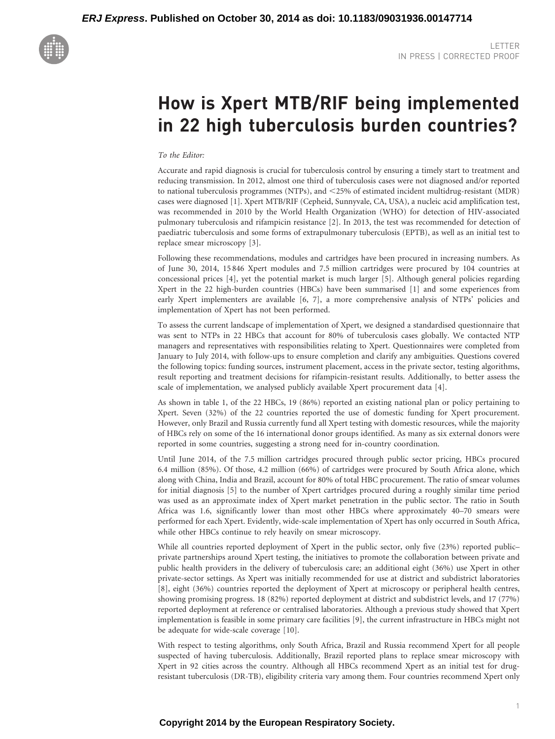# How is Xpert MTB/RIF being implemented in 22 high tuberculosis burden countries?

*To the Editor:*

Accurate and rapid diagnosis is crucial for tuberculosis control by ensuring a timely start to treatment and reducing transmission. In 2012, almost one third of tuberculosis cases were not diagnosed and/or reported to national tuberculosis programmes (NTPs), and <25% of estimated incident multidrug-resistant (MDR) cases were diagnosed [1]. Xpert MTB/RIF (Cepheid, Sunnyvale, CA, USA), a nucleic acid amplification test, was recommended in 2010 by the World Health Organization (WHO) for detection of HIV-associated pulmonary tuberculosis and rifampicin resistance [2]. In 2013, the test was recommended for detection of paediatric tuberculosis and some forms of extrapulmonary tuberculosis (EPTB), as well as an initial test to replace smear microscopy [3].

Following these recommendations, modules and cartridges have been procured in increasing numbers. As of June 30, 2014, 15 846 Xpert modules and 7.5 million cartridges were procured by 104 countries at concessional prices [4], yet the potential market is much larger [5]. Although general policies regarding Xpert in the 22 high-burden countries (HBCs) have been summarised [1] and some experiences from early Xpert implementers are available [6, 7], a more comprehensive analysis of NTPs' policies and implementation of Xpert has not been performed.

To assess the current landscape of implementation of Xpert, we designed a standardised questionnaire that was sent to NTPs in 22 HBCs that account for 80% of tuberculosis cases globally. We contacted NTP managers and representatives with responsibilities relating to Xpert. Questionnaires were completed from January to July 2014, with follow-ups to ensure completion and clarify any ambiguities. Questions covered the following topics: funding sources, instrument placement, access in the private sector, testing algorithms, result reporting and treatment decisions for rifampicin-resistant results. Additionally, to better assess the scale of implementation, we analysed publicly available Xpert procurement data [4].

As shown in table 1, of the 22 HBCs, 19 (86%) reported an existing national plan or policy pertaining to Xpert. Seven (32%) of the 22 countries reported the use of domestic funding for Xpert procurement. However, only Brazil and Russia currently fund all Xpert testing with domestic resources, while the majority of HBCs rely on some of the 16 international donor groups identified. As many as six external donors were reported in some countries, suggesting a strong need for in-country coordination.

Until June 2014, of the 7.5 million cartridges procured through public sector pricing, HBCs procured 6.4 million (85%). Of those, 4.2 million (66%) of cartridges were procured by South Africa alone, which along with China, India and Brazil, account for 80% of total HBC procurement. The ratio of smear volumes for initial diagnosis [5] to the number of Xpert cartridges procured during a roughly similar time period was used as an approximate index of Xpert market penetration in the public sector. The ratio in South Africa was 1.6, significantly lower than most other HBCs where approximately 40–70 smears were performed for each Xpert. Evidently, wide-scale implementation of Xpert has only occurred in South Africa, while other HBCs continue to rely heavily on smear microscopy.

While all countries reported deployment of Xpert in the public sector, only five (23%) reported public–private partnerships around Xpert testing, the initiatives to promote the collaboration between private and public health providers in the delivery of tuberculosis care; an additional eight (36%) use Xpert in other private-sector settings. As Xpert was initially recommended for use at district and subdistrict laboratories [8], eight (36%) countries reported the deployment of Xpert at microscopy or peripheral health centres, showing promising progress. 18 (82%) reported deployment at district and subdistrict levels, and 17 (77%) reported deployment at reference or centralised laboratories. Although a previous study showed that Xpert implementation is feasible in some primary care facilities [9], the current infrastructure in HBCs might not be adequate for wide-scale coverage [10].

With respect to testing algorithms, only South Africa, Brazil and Russia recommend Xpert for all people suspected of having tuberculosis. Additionally, Brazil reported plans to replace smear microscopy with Xpert in 92 cities across the country. Although all HBCs recommend Xpert as an initial test for drug-resistant tuberculosis (DR-TB), eligibility criteria vary among them. Four countries recommend Xpert only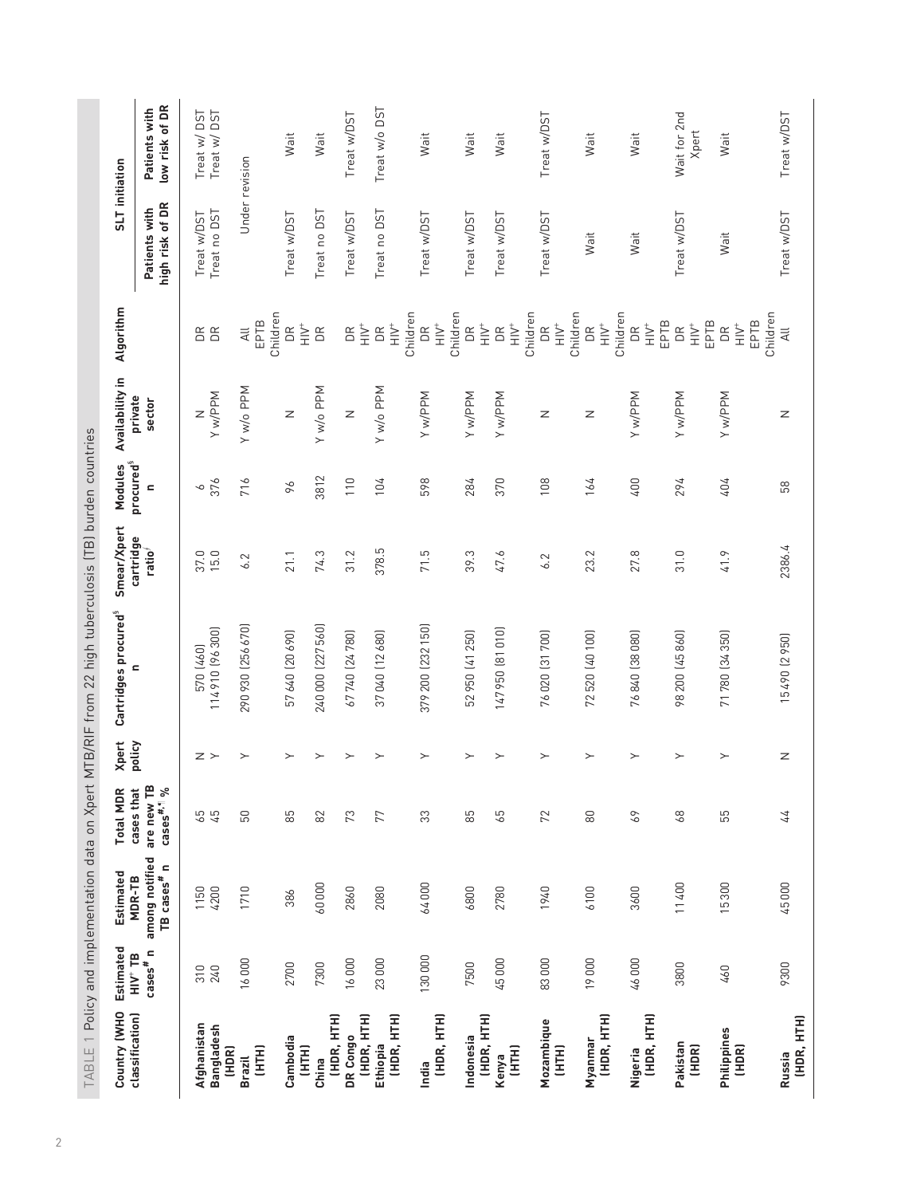TABLE 1 Policy and implementation data on Xpert MTB/RIF from 22 high tuberculosis (TB) burden countries

| Country (WHO classification) | Estimated HIV+ TB cases# n | Estimated MDR-TB among notified TB cases# n | Total MDR cases that are new TB cases#,¶ % | Xpert policy | Cartridges procured§ n | Smear/Xpert cartridge ratio/ | Modules procured§ n | Availability in private sector | Algorithm | SLT initiation | |
|---|---|---|---|---|---|---|---|---|---|---|---|
| | | | | | | | | | | Patients with high risk of DR | Patients with low risk of DR |
| Afghanistan | 310 | 1150 | 65 | N | 570 (460) | 37.0 | 6 | N | DR | Treat w/DST | Treat w/ DST |
| Bangladesh (HDR) | 240 | 4200 | 45 | Y | 114 910 (96 300) | 15.0 | 376 | Y w/PPM | DR | Treat no DST | Treat w/ DST |
| Brazil (HTH) | 16 000 | 1710 | 50 | Y | 290 930 (256 670) | 6.2 | 716 | Y w/o PPM | All | Under revision | |
| Cambodia (HTH) | 2700 | 386 | 85 | Y | 57 640 (20 690) | 21.1 | 96 | N | EPTB Children DR HIV+ | Treat w/DST | Wait |
| China (HDR, HTH) | 7300 | 60 000 | 82 | Y | 240 000 (227 560) | 74.3 | 3812 | Y w/o PPM | DR | Treat no DST | Wait |
| DR Congo (HDR, HTH) | 16 000 | 2860 | 73 | Y | 67 740 (24 780) | 31.2 | 110 | N | DR HIV+ | Treat w/DST | Treat w/DST |
| Ethiopia (HDR, HTH) | 23 000 | 2080 | 77 | Y | 37 040 (12 680) | 378.5 | 104 | Y w/o PPM | DR HIV+ Children | Treat no DST | Treat w/o DST |
| India (HDR, HTH) | 130 000 | 64 000 | 33 | Y | 379 200 (232 150) | 71.5 | 598 | Y w/PPM | DR HIV+ Children | Treat w/DST | Wait |
| Indonesia (HDR, HTH) | 7500 | 6800 | 85 | Y | 52 950 (41 250) | 39.3 | 284 | Y w/PPM | DR HIV+ | Treat w/DST | Wait |
| Kenya (HTH) | 45 000 | 2780 | 65 | Y | 147 950 (81 010) | 47.6 | 370 | Y w/PPM | DR HIV+ Children | Treat w/DST | Wait |
| Mozambique (HTH) | 83 000 | 1940 | 72 | Y | 76 020 (31 700) | 6.2 | 108 | N | DR HIV+ Children | Treat w/DST | Treat w/DST |
| Myanmar (HDR, HTH) | 19 000 | 6100 | 80 | Y | 72 520 (40 100) | 23.2 | 164 | N | DR HIV+ Children | Wait | Wait |
| Nigeria (HDR, HTH) | 46 000 | 3600 | 69 | Y | 76 840 (38 080) | 27.8 | 400 | Y w/PPM | DR HIV+ EPTB | Wait | Wait |
| Pakistan (HDR) | 3800 | 11 400 | 68 | Y | 98 200 (45 860) | 31.0 | 294 | Y w/PPM | DR HIV+ EPTB | Treat w/DST | Wait for 2nd Xpert |
| Philippines (HDR) | 460 | 15 300 | 55 | Y | 71 780 (34 350) | 41.9 | 404 | Y w/PPM | DR HIV+ EPTB Children | Wait | Wait |
| Russia (HDR, HTH) | 9300 | 45 000 | 44 | N | 15 490 (2 950) | 2386.4 | 58 | N | All | Treat w/DST | Treat w/DST |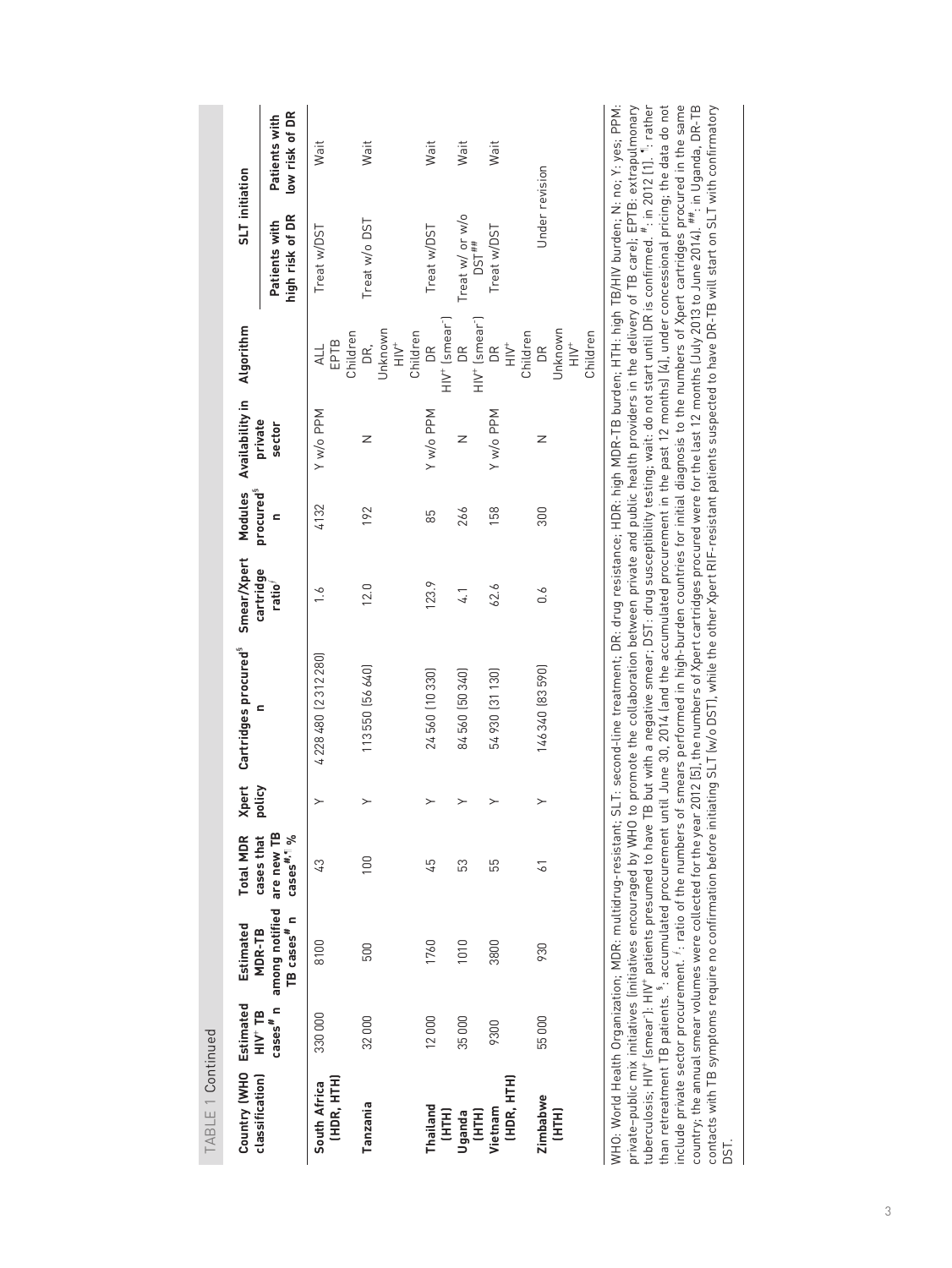TABLE 1 Continued

| Country (WHO classification) | Estimated HIV+ TB cases# n | Estimated MDR-TB among notified TB cases# n | Total MDR cases that are new TB cases#,¶ % | Xpert policy | Cartridges procured§ n | Smear/Xpert cartridge ratio*f* | Modules procured§ n | Availability in private sector | Algorithm | SLT initiation | |
|---|---|---|---|---|---|---|---|---|---|---|---|
| | | | | | | | | | | Patients with high risk of DR | Patients with low risk of DR |
| **South Africa (HDR, HTH)** | 330 000 | 8100 | 43 | Y | 4 228 480 (2 312 280) | 1.6 | 4132 | Y w/o PPM | ALL<br>EPTB<br>Children | Treat w/DST | Wait |
| **Tanzania** | 32 000 | 500 | 100 | Y | 113 550 (56 640) | 12.0 | 192 | N | DR,<br>Unknown<br>HIV+<br>Children | Treat w/o DST | Wait |
| **Thailand (HTH)** | 12 000 | 1760 | 45 | Y | 24 560 (10 330) | 123.9 | 85 | Y w/o PPM | DR<br>HIV+ (smear−) | Treat w/DST | Wait |
| **Uganda (HTH)** | 35 000 | 1010 | 53 | Y | 84 560 (50 340) | 4.1 | 266 | N | DR<br>HIV+ (smear−) | Treat w/ or w/o DST## | Wait |
| **Vietnam (HDR, HTH)** | 9300 | 3800 | 55 | Y | 54 930 (31 130) | 62.6 | 158 | Y w/o PPM | DR<br>HIV+<br>Children | Treat w/DST | Wait |
| **Zimbabwe (HTH)** | 55 000 | 930 | 61 | Y | 146 340 (83 590) | 0.6 | 300 | N | DR<br>Unknown<br>HIV+<br>Children | Under revision | |

WHO: World Health Organization; MDR: multidrug-resistant; SLT: second-line treatment; DR: drug resistance; HDR: high MDR-TB burden; HTH: high TB/HIV burden; N: no; Y: yes; PPM: private–public mix initiatives (initiatives encouraged by WHO to promote the collaboration between private and public health providers in the delivery of TB care); EPTB: extrapulmonary tuberculosis; HIV+ (smear−): HIV+ patients presumed to have TB but with a negative smear; DST: drug susceptibility testing; wait: do not start until DR is confirmed. #: in 2012 [1]. ¶: rather than retreatment TB patients. §: accumulated procurement until June 30, 2014 (and the accumulated procurement in the past 12 months) [4], under concessional pricing; the data do not include private sector procurement. *f*: ratio of the numbers of smears performed in high-burden countries for initial diagnosis to the numbers of Xpert cartridges procured in the same country; the annual smear volumes were collected for the year 2012 [5], the numbers of Xpert cartridges procured were for the last 12 months (July 2013 to June 2014). ##: in Uganda, DR-TB contacts with TB symptoms require no confirmation before initiating SLT (w/o DST), while the other Xpert RIF-resistant patients suspected to have DR-TB will start on SLT with confirmatory DST.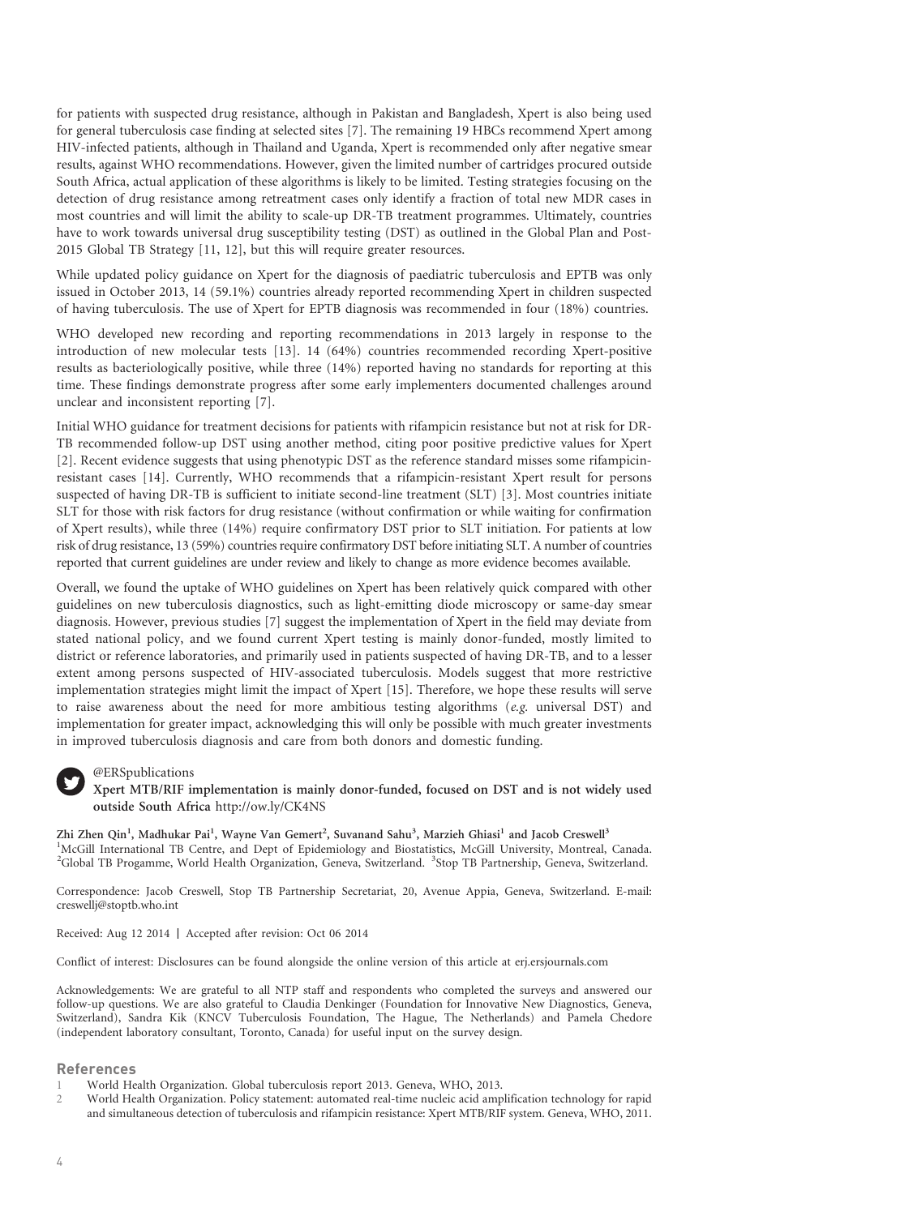for patients with suspected drug resistance, although in Pakistan and Bangladesh, Xpert is also being used for general tuberculosis case finding at selected sites [7]. The remaining 19 HBCs recommend Xpert among HIV-infected patients, although in Thailand and Uganda, Xpert is recommended only after negative smear results, against WHO recommendations. However, given the limited number of cartridges procured outside South Africa, actual application of these algorithms is likely to be limited. Testing strategies focusing on the detection of drug resistance among retreatment cases only identify a fraction of total new MDR cases in most countries and will limit the ability to scale-up DR-TB treatment programmes. Ultimately, countries have to work towards universal drug susceptibility testing (DST) as outlined in the Global Plan and Post-2015 Global TB Strategy [11, 12], but this will require greater resources.

While updated policy guidance on Xpert for the diagnosis of paediatric tuberculosis and EPTB was only issued in October 2013, 14 (59.1%) countries already reported recommending Xpert in children suspected of having tuberculosis. The use of Xpert for EPTB diagnosis was recommended in four (18%) countries.

WHO developed new recording and reporting recommendations in 2013 largely in response to the introduction of new molecular tests [13]. 14 (64%) countries recommended recording Xpert-positive results as bacteriologically positive, while three (14%) reported having no standards for reporting at this time. These findings demonstrate progress after some early implementers documented challenges around unclear and inconsistent reporting [7].

Initial WHO guidance for treatment decisions for patients with rifampicin resistance but not at risk for DR-TB recommended follow-up DST using another method, citing poor positive predictive values for Xpert [2]. Recent evidence suggests that using phenotypic DST as the reference standard misses some rifampicin-resistant cases [14]. Currently, WHO recommends that a rifampicin-resistant Xpert result for persons suspected of having DR-TB is sufficient to initiate second-line treatment (SLT) [3]. Most countries initiate SLT for those with risk factors for drug resistance (without confirmation or while waiting for confirmation of Xpert results), while three (14%) require confirmatory DST prior to SLT initiation. For patients at low risk of drug resistance, 13 (59%) countries require confirmatory DST before initiating SLT. A number of countries reported that current guidelines are under review and likely to change as more evidence becomes available.

Overall, we found the uptake of WHO guidelines on Xpert has been relatively quick compared with other guidelines on new tuberculosis diagnostics, such as light-emitting diode microscopy or same-day smear diagnosis. However, previous studies [7] suggest the implementation of Xpert in the field may deviate from stated national policy, and we found current Xpert testing is mainly donor-funded, mostly limited to district or reference laboratories, and primarily used in patients suspected of having DR-TB, and to a lesser extent among persons suspected of HIV-associated tuberculosis. Models suggest that more restrictive implementation strategies might limit the impact of Xpert [15]. Therefore, we hope these results will serve to raise awareness about the need for more ambitious testing algorithms (*e.g.* universal DST) and implementation for greater impact, acknowledging this will only be possible with much greater investments in improved tuberculosis diagnosis and care from both donors and domestic funding.

@ERSpublications
**Xpert MTB/RIF implementation is mainly donor-funded, focused on DST and is not widely used outside South Africa** http://ow.ly/CK4NS

**Zhi Zhen Qin[1], Madhukar Pai[1], Wayne Van Gemert[2], Suvanand Sahu[3], Marzieh Ghiasi[1] and Jacob Creswell[3]**
[1]McGill International TB Centre, and Dept of Epidemiology and Biostatistics, McGill University, Montreal, Canada. [2]Global TB Progamme, World Health Organization, Geneva, Switzerland. [3]Stop TB Partnership, Geneva, Switzerland.

Correspondence: Jacob Creswell, Stop TB Partnership Secretariat, 20, Avenue Appia, Geneva, Switzerland. E-mail: creswellj@stoptb.who.int

Received: Aug 12 2014 | Accepted after revision: Oct 06 2014

Conflict of interest: Disclosures can be found alongside the online version of this article at erj.ersjournals.com

Acknowledgements: We are grateful to all NTP staff and respondents who completed the surveys and answered our follow-up questions. We are also grateful to Claudia Denkinger (Foundation for Innovative New Diagnostics, Geneva, Switzerland), Sandra Kik (KNCV Tuberculosis Foundation, The Hague, The Netherlands) and Pamela Chedore (independent laboratory consultant, Toronto, Canada) for useful input on the survey design.

## References

1. World Health Organization. Global tuberculosis report 2013. Geneva, WHO, 2013.
2. World Health Organization. Policy statement: automated real-time nucleic acid amplification technology for rapid and simultaneous detection of tuberculosis and rifampicin resistance: Xpert MTB/RIF system. Geneva, WHO, 2011.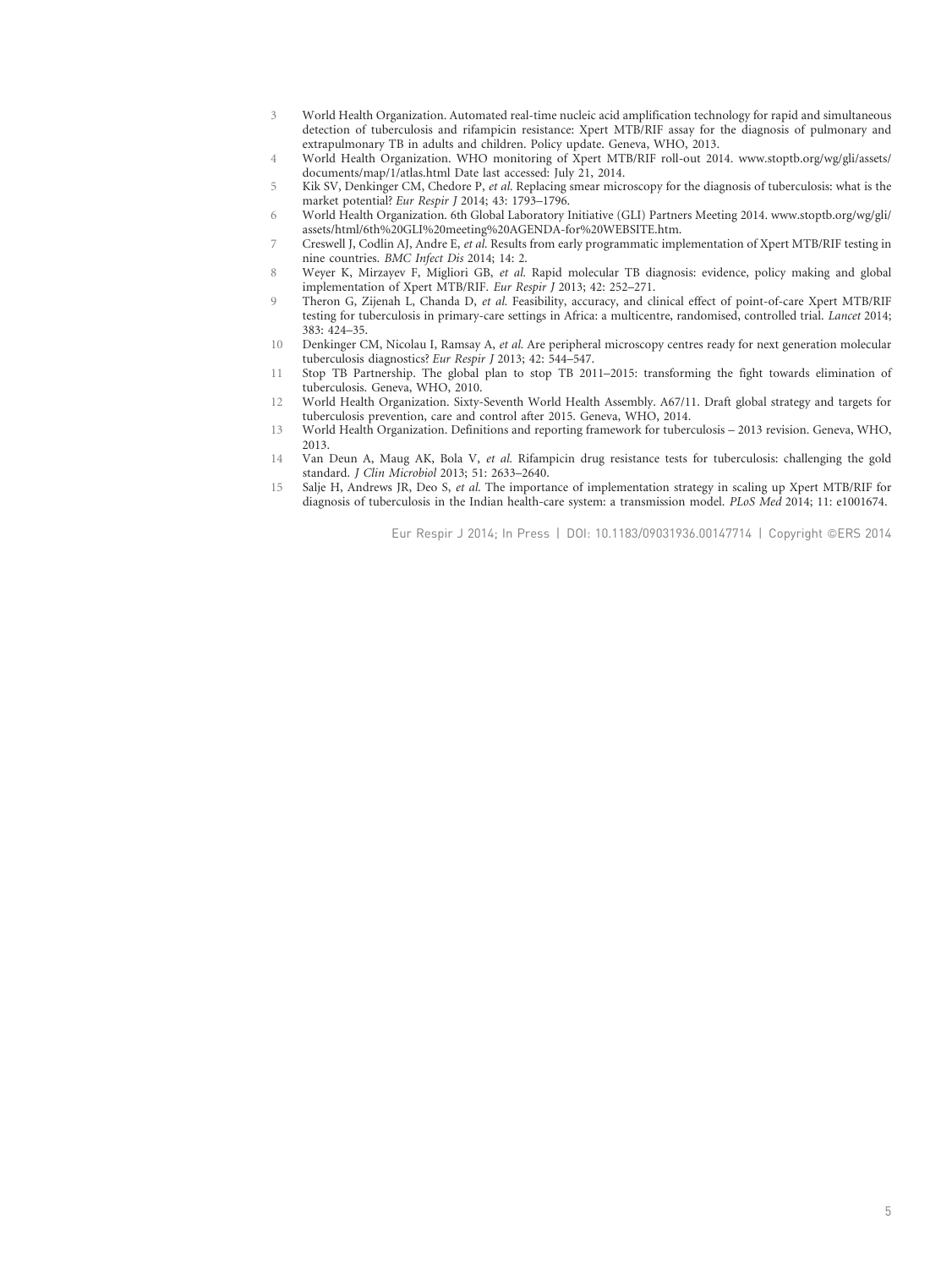3. World Health Organization. Automated real-time nucleic acid amplification technology for rapid and simultaneous detection of tuberculosis and rifampicin resistance: Xpert MTB/RIF assay for the diagnosis of pulmonary and extrapulmonary TB in adults and children. Policy update. Geneva, WHO, 2013.
4. World Health Organization. WHO monitoring of Xpert MTB/RIF roll-out 2014. www.stoptb.org/wg/gli/assets/documents/map/1/atlas.html Date last accessed: July 21, 2014.
5. Kik SV, Denkinger CM, Chedore P, *et al.* Replacing smear microscopy for the diagnosis of tuberculosis: what is the market potential? *Eur Respir J* 2014; 43: 1793–1796.
6. World Health Organization. 6th Global Laboratory Initiative (GLI) Partners Meeting 2014. www.stoptb.org/wg/gli/assets/html/6th%20GLI%20meeting%20AGENDA-for%20WEBSITE.htm.
7. Creswell J, Codlin AJ, Andre E, *et al.* Results from early programmatic implementation of Xpert MTB/RIF testing in nine countries. *BMC Infect Dis* 2014; 14: 2.
8. Weyer K, Mirzayev F, Migliori GB, *et al.* Rapid molecular TB diagnosis: evidence, policy making and global implementation of Xpert MTB/RIF. *Eur Respir J* 2013; 42: 252–271.
9. Theron G, Zijenah L, Chanda D, *et al.* Feasibility, accuracy, and clinical effect of point-of-care Xpert MTB/RIF testing for tuberculosis in primary-care settings in Africa: a multicentre, randomised, controlled trial. *Lancet* 2014; 383: 424–35.
10. Denkinger CM, Nicolau I, Ramsay A, *et al.* Are peripheral microscopy centres ready for next generation molecular tuberculosis diagnostics? *Eur Respir J* 2013; 42: 544–547.
11. Stop TB Partnership. The global plan to stop TB 2011–2015: transforming the fight towards elimination of tuberculosis. Geneva, WHO, 2010.
12. World Health Organization. Sixty-Seventh World Health Assembly. A67/11. Draft global strategy and targets for tuberculosis prevention, care and control after 2015. Geneva, WHO, 2014.
13. World Health Organization. Definitions and reporting framework for tuberculosis – 2013 revision. Geneva, WHO, 2013.
14. Van Deun A, Maug AK, Bola V, *et al.* Rifampicin drug resistance tests for tuberculosis: challenging the gold standard. *J Clin Microbiol* 2013; 51: 2633–2640.
15. Salje H, Andrews JR, Deo S, *et al.* The importance of implementation strategy in scaling up Xpert MTB/RIF for diagnosis of tuberculosis in the Indian health-care system: a transmission model. *PLoS Med* 2014; 11: e1001674.